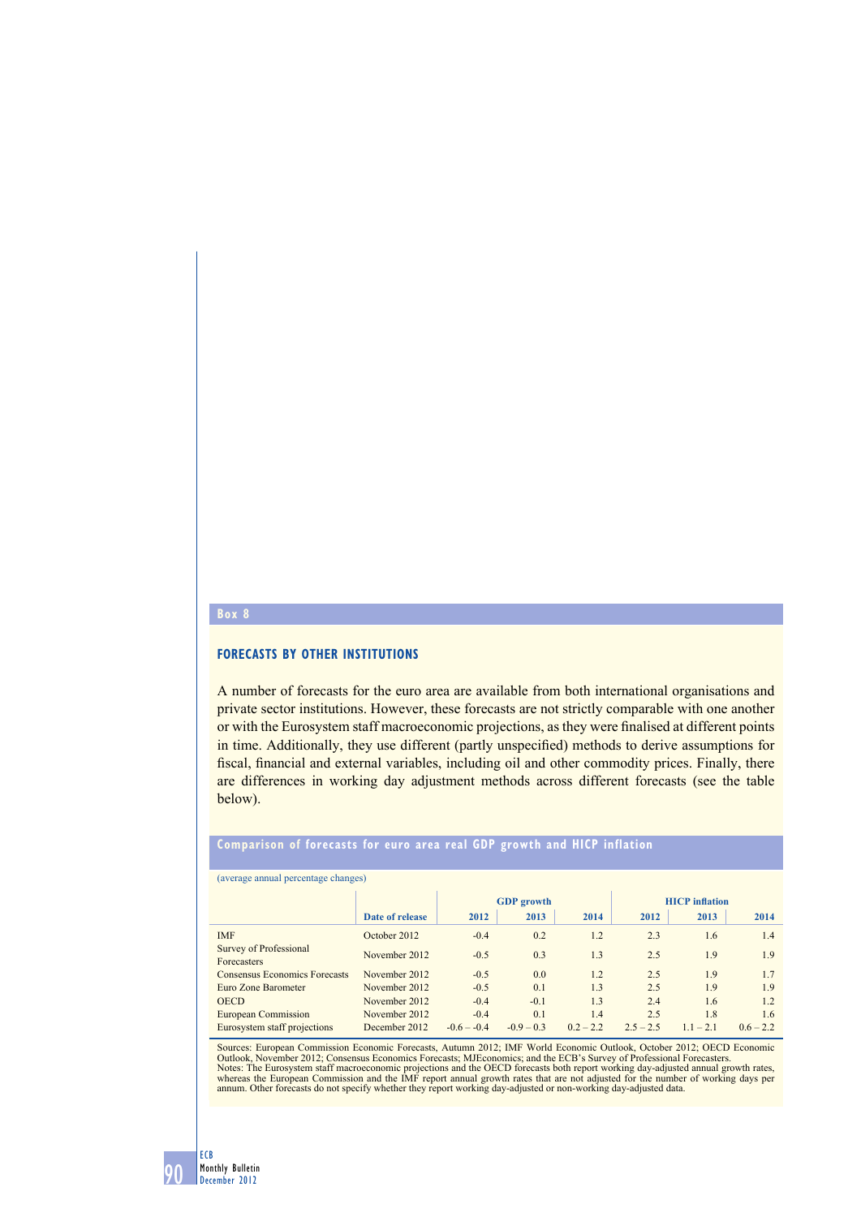**Box 8**

### FORECASTS BY OTHER INSTITUTIONS

A number of forecasts for the euro area are available from both international organisations and private sector institutions. However, these forecasts are not strictly comparable with one another or with the Eurosystem staff macroeconomic projections, as they were finalised at different points in time. Additionally, they use different (partly unspecified) methods to derive assumptions for fiscal, financial and external variables, including oil and other commodity prices. Finally, there are differences in working day adjustment methods across different forecasts (see the table below).

**Comparison of forecasts for euro area real GDP growth and HICP inflation**

(average annual percentage changes)

| | Date of release | GDP growth | | | HICP inflation | | |
|---|---|---|---|---|---|---|---|
| | | 2012 | 2013 | 2014 | 2012 | 2013 | 2014 |
| IMF | October 2012 | -0.4 | 0.2 | 1.2 | 2.3 | 1.6 | 1.4 |
| Survey of Professional Forecasters | November 2012 | -0.5 | 0.3 | 1.3 | 2.5 | 1.9 | 1.9 |
| Consensus Economics Forecasts | November 2012 | -0.5 | 0.0 | 1.2 | 2.5 | 1.9 | 1.7 |
| Euro Zone Barometer | November 2012 | -0.5 | 0.1 | 1.3 | 2.5 | 1.9 | 1.9 |
| OECD | November 2012 | -0.4 | -0.1 | 1.3 | 2.4 | 1.6 | 1.2 |
| European Commission | November 2012 | -0.4 | 0.1 | 1.4 | 2.5 | 1.8 | 1.6 |
| Eurosystem staff projections | December 2012 | -0.6 – -0.4 | -0.9 – 0.3 | 0.2 – 2.2 | 2.5 – 2.5 | 1.1 – 2.1 | 0.6 – 2.2 |

Sources: European Commission Economic Forecasts, Autumn 2012; IMF World Economic Outlook, October 2012; OECD Economic Outlook, November 2012; Consensus Economics Forecasts; MJEconomics; and the ECB's Survey of Professional Forecasters.
Notes: The Eurosystem staff macroeconomic projections and the OECD forecasts both report working day-adjusted annual growth rates, whereas the European Commission and the IMF report annual growth rates that are not adjusted for the number of working days per annum. Other forecasts do not specify whether they report working day-adjusted or non-working day-adjusted data.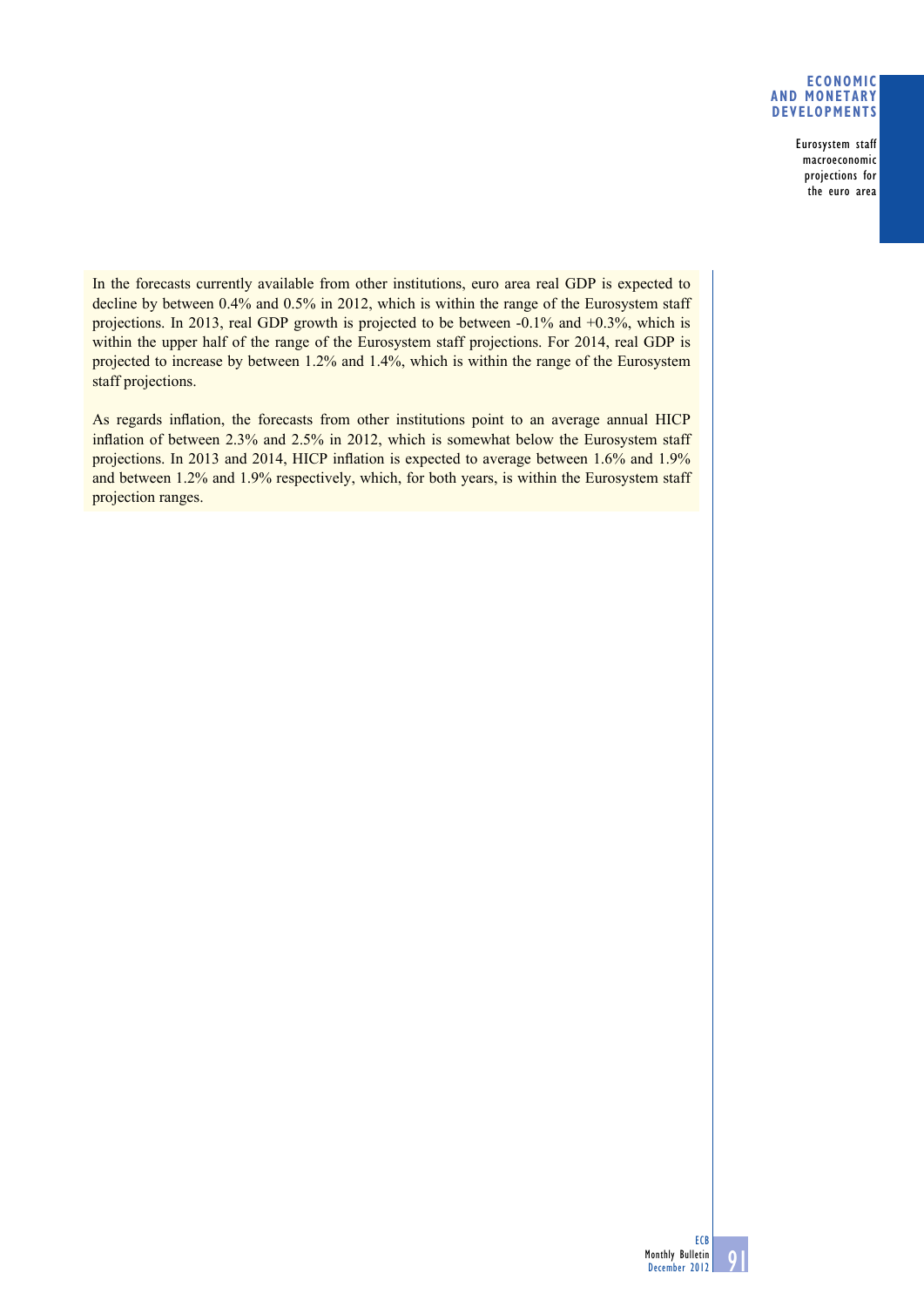In the forecasts currently available from other institutions, euro area real GDP is expected to decline by between 0.4% and 0.5% in 2012, which is within the range of the Eurosystem staff projections. In 2013, real GDP growth is projected to be between -0.1% and +0.3%, which is within the upper half of the range of the Eurosystem staff projections. For 2014, real GDP is projected to increase by between 1.2% and 1.4%, which is within the range of the Eurosystem staff projections.

As regards inflation, the forecasts from other institutions point to an average annual HICP inflation of between 2.3% and 2.5% in 2012, which is somewhat below the Eurosystem staff projections. In 2013 and 2014, HICP inflation is expected to average between 1.6% and 1.9% and between 1.2% and 1.9% respectively, which, for both years, is within the Eurosystem staff projection ranges.